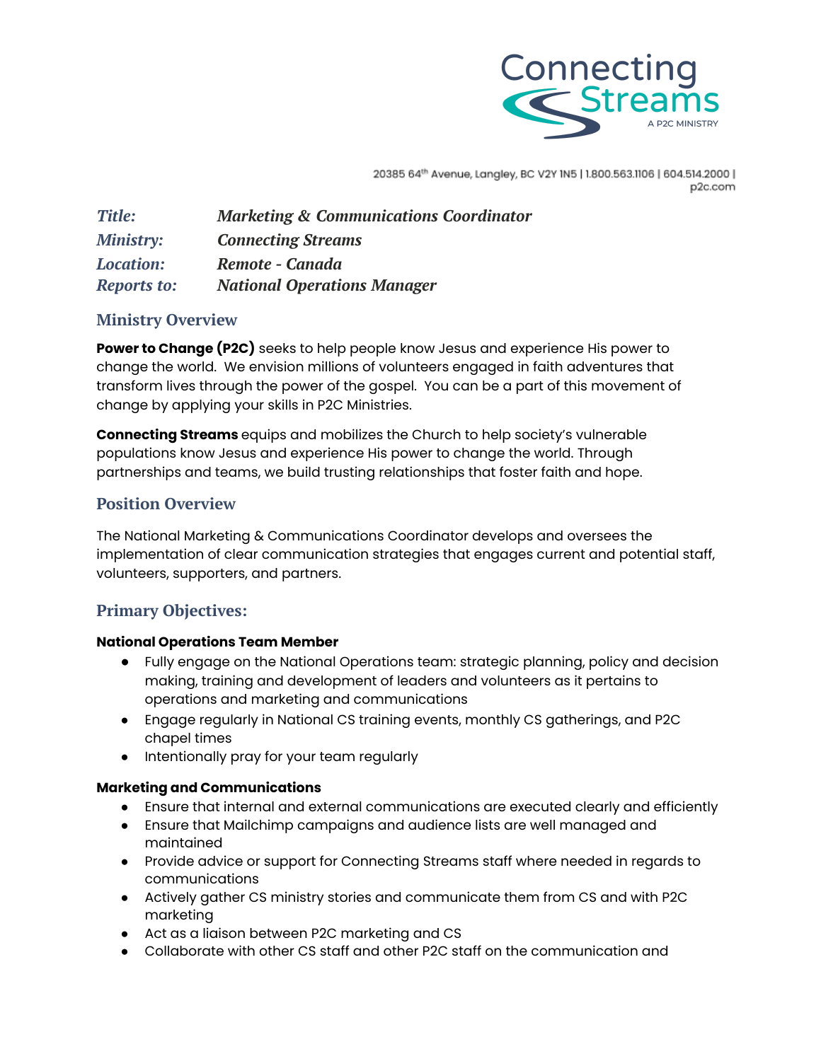Connecting Streams

A P2C MINISTRY

20385 64th Avenue, Langley, BC V2Y 1N5 | 1.800.563.1106 | 604.514.2000 | p2c.com

| | |
|---|---|
| ***Title:*** | ***Marketing & Communications Coordinator*** |
| ***Ministry:*** | ***Connecting Streams*** |
| ***Location:*** | ***Remote - Canada*** |
| ***Reports to:*** | ***National Operations Manager*** |

## Ministry Overview

**Power to Change (P2C)** seeks to help people know Jesus and experience His power to change the world. We envision millions of volunteers engaged in faith adventures that transform lives through the power of the gospel. You can be a part of this movement of change by applying your skills in P2C Ministries.

**Connecting Streams** equips and mobilizes the Church to help society's vulnerable populations know Jesus and experience His power to change the world. Through partnerships and teams, we build trusting relationships that foster faith and hope.

## Position Overview

The National Marketing & Communications Coordinator develops and oversees the implementation of clear communication strategies that engages current and potential staff, volunteers, supporters, and partners.

## Primary Objectives:

**National Operations Team Member**

- Fully engage on the National Operations team: strategic planning, policy and decision making, training and development of leaders and volunteers as it pertains to operations and marketing and communications
- Engage regularly in National CS training events, monthly CS gatherings, and P2C chapel times
- Intentionally pray for your team regularly

**Marketing and Communications**

- Ensure that internal and external communications are executed clearly and efficiently
- Ensure that Mailchimp campaigns and audience lists are well managed and maintained
- Provide advice or support for Connecting Streams staff where needed in regards to communications
- Actively gather CS ministry stories and communicate them from CS and with P2C marketing
- Act as a liaison between P2C marketing and CS
- Collaborate with other CS staff and other P2C staff on the communication and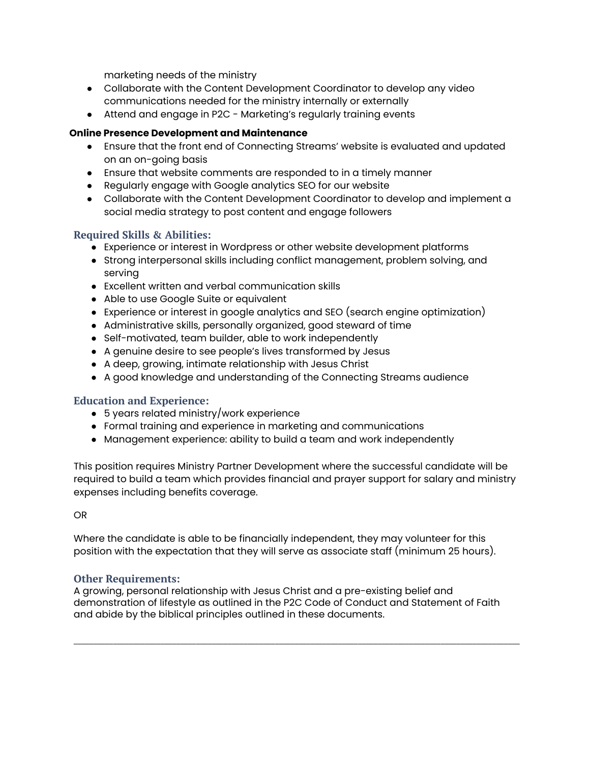marketing needs of the ministry

- Collaborate with the Content Development Coordinator to develop any video communications needed for the ministry internally or externally
- Attend and engage in P2C - Marketing's regularly training events

**Online Presence Development and Maintenance**

- Ensure that the front end of Connecting Streams' website is evaluated and updated on an on-going basis
- Ensure that website comments are responded to in a timely manner
- Regularly engage with Google analytics SEO for our website
- Collaborate with the Content Development Coordinator to develop and implement a social media strategy to post content and engage followers

### Required Skills & Abilities:

- Experience or interest in Wordpress or other website development platforms
- Strong interpersonal skills including conflict management, problem solving, and serving
- Excellent written and verbal communication skills
- Able to use Google Suite or equivalent
- Experience or interest in google analytics and SEO (search engine optimization)
- Administrative skills, personally organized, good steward of time
- Self-motivated, team builder, able to work independently
- A genuine desire to see people's lives transformed by Jesus
- A deep, growing, intimate relationship with Jesus Christ
- A good knowledge and understanding of the Connecting Streams audience

### Education and Experience:

- 5 years related ministry/work experience
- Formal training and experience in marketing and communications
- Management experience: ability to build a team and work independently

This position requires Ministry Partner Development where the successful candidate will be required to build a team which provides financial and prayer support for salary and ministry expenses including benefits coverage.

OR

Where the candidate is able to be financially independent, they may volunteer for this position with the expectation that they will serve as associate staff (minimum 25 hours).

### Other Requirements:

A growing, personal relationship with Jesus Christ and a pre-existing belief and demonstration of lifestyle as outlined in the P2C Code of Conduct and Statement of Faith and abide by the biblical principles outlined in these documents.

---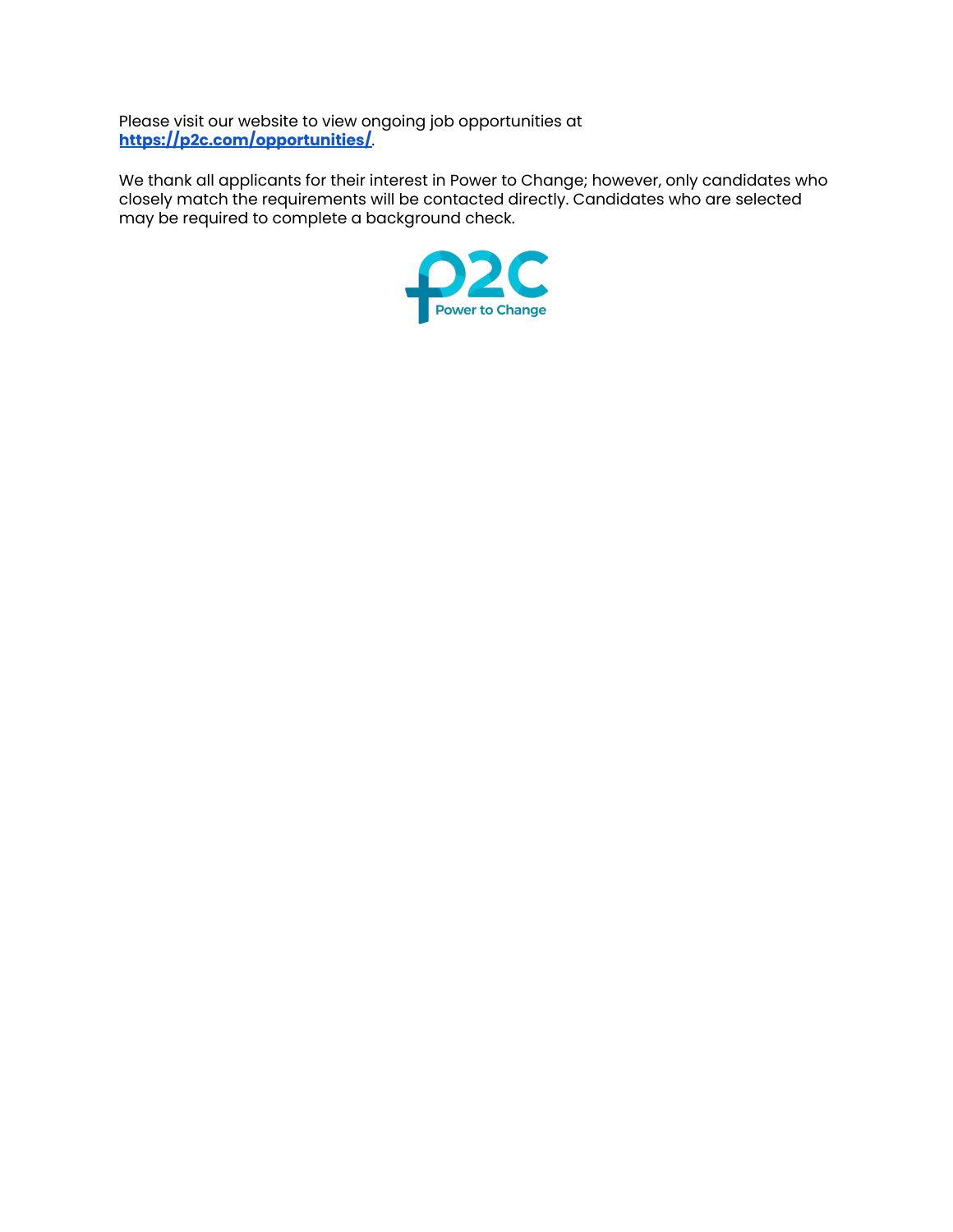Please visit our website to view ongoing job opportunities at **https://p2c.com/opportunities/**.

We thank all applicants for their interest in Power to Change; however, only candidates who closely match the requirements will be contacted directly. Candidates who are selected may be required to complete a background check.